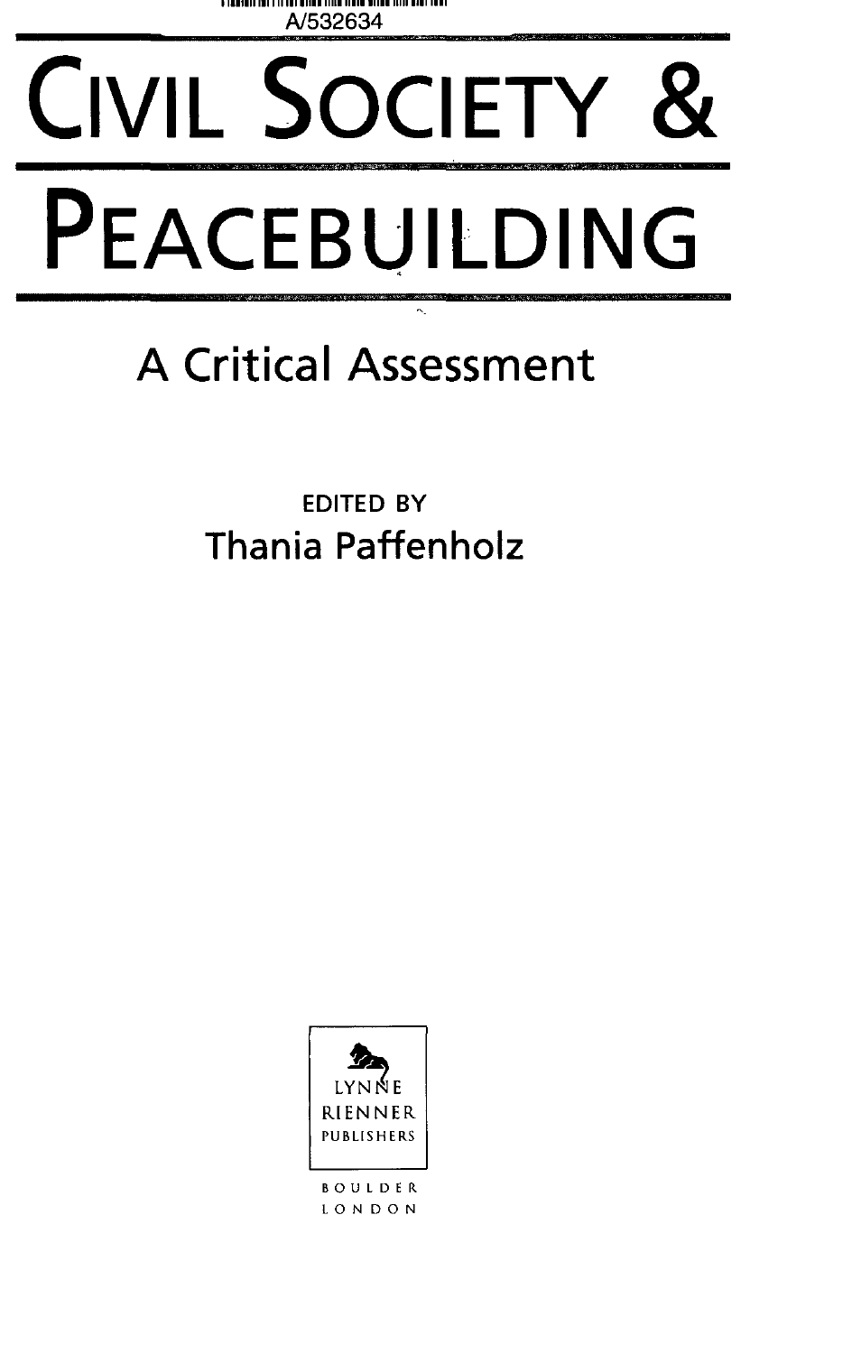A/532634

# CIVIL SOCIETY & PEACEBUILDING

## A Critical Assessment

EDITED BY
Thania Paffenholz

LYNNE RIENNER PUBLISHERS

BOULDER
LONDON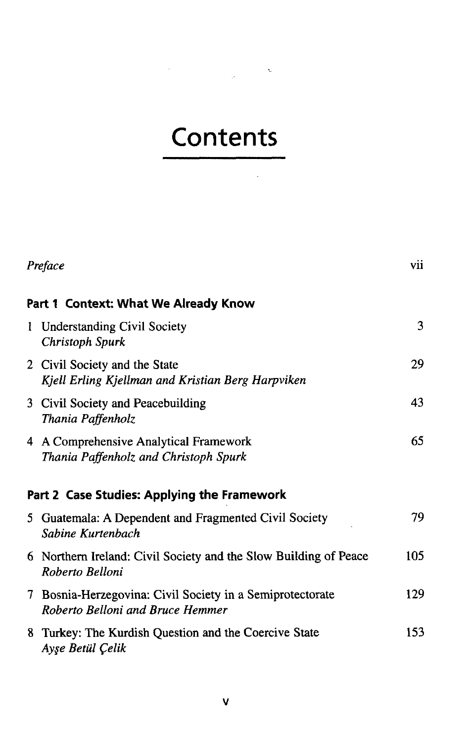# Contents

| | |
|---|---|
| *Preface* | vii |

## Part 1 Context: What We Already Know

| | |
|---|---|
| 1 Understanding Civil Society<br>*Christoph Spurk* | 3 |
| 2 Civil Society and the State<br>*Kjell Erling Kjellman and Kristian Berg Harpviken* | 29 |
| 3 Civil Society and Peacebuilding<br>*Thania Paffenholz* | 43 |
| 4 A Comprehensive Analytical Framework<br>*Thania Paffenholz and Christoph Spurk* | 65 |

## Part 2 Case Studies: Applying the Framework

| | |
|---|---|
| 5 Guatemala: A Dependent and Fragmented Civil Society<br>*Sabine Kurtenbach* | 79 |
| 6 Northern Ireland: Civil Society and the Slow Building of Peace<br>*Roberto Belloni* | 105 |
| 7 Bosnia-Herzegovina: Civil Society in a Semiprotectorate<br>*Roberto Belloni and Bruce Hemmer* | 129 |
| 8 Turkey: The Kurdish Question and the Coercive State<br>*Ayşe Betül Çelik* | 153 |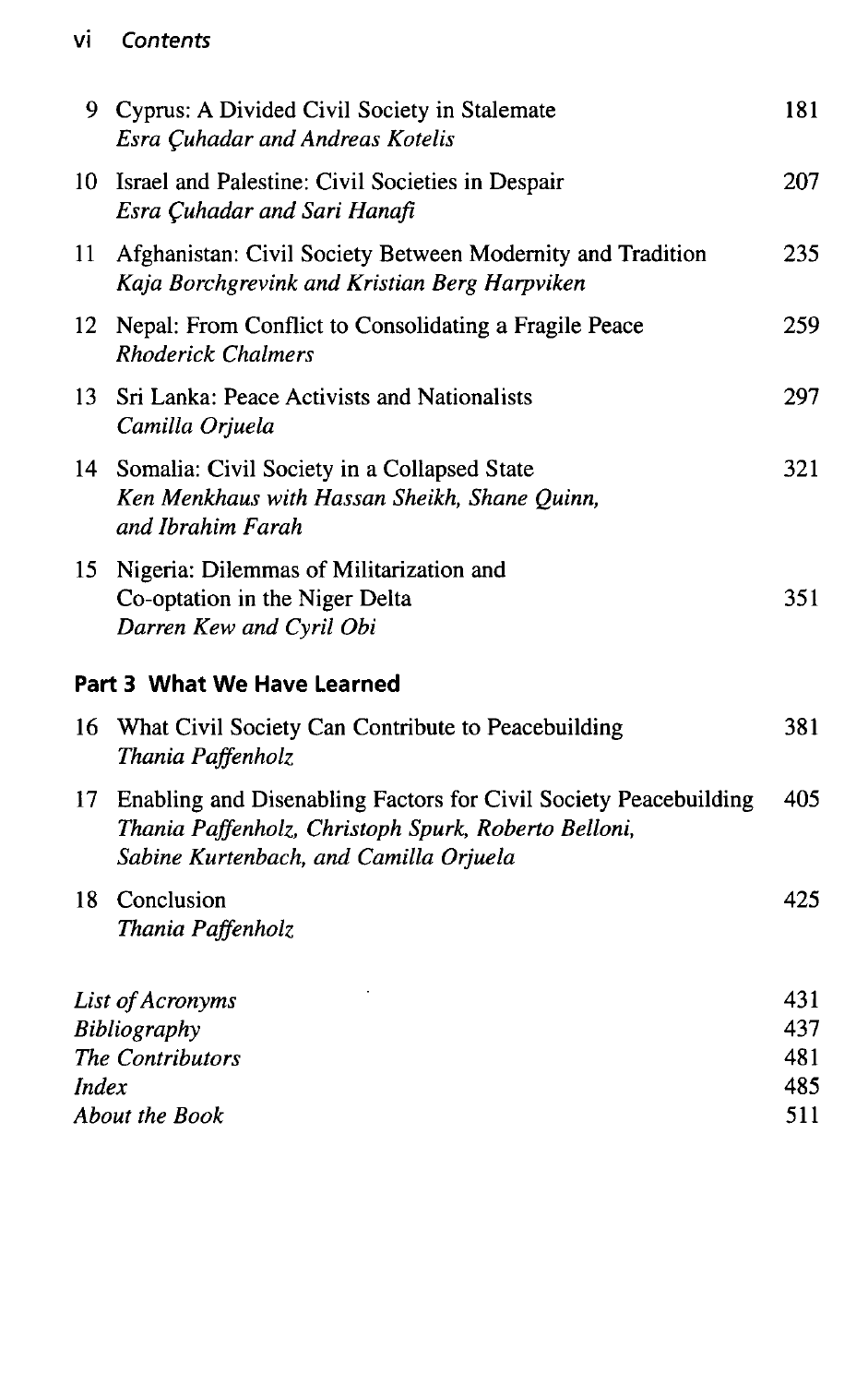| | | |
|---|---|---|
| 9 | Cyprus: A Divided Civil Society in Stalemate<br>*Esra Çuhadar and Andreas Kotelis* | 181 |
| 10 | Israel and Palestine: Civil Societies in Despair<br>*Esra Çuhadar and Sari Hanafi* | 207 |
| 11 | Afghanistan: Civil Society Between Modernity and Tradition<br>*Kaja Borchgrevink and Kristian Berg Harpviken* | 235 |
| 12 | Nepal: From Conflict to Consolidating a Fragile Peace<br>*Rhoderick Chalmers* | 259 |
| 13 | Sri Lanka: Peace Activists and Nationalists<br>*Camilla Orjuela* | 297 |
| 14 | Somalia: Civil Society in a Collapsed State<br>*Ken Menkhaus with Hassan Sheikh, Shane Quinn, and Ibrahim Farah* | 321 |
| 15 | Nigeria: Dilemmas of Militarization and Co-optation in the Niger Delta<br>*Darren Kew and Cyril Obi* | 351 |

## Part 3 What We Have Learned

| | | |
|---|---|---|
| 16 | What Civil Society Can Contribute to Peacebuilding<br>*Thania Paffenholz* | 381 |
| 17 | Enabling and Disenabling Factors for Civil Society Peacebuilding<br>*Thania Paffenholz, Christoph Spurk, Roberto Belloni, Sabine Kurtenbach, and Camilla Orjuela* | 405 |
| 18 | Conclusion<br>*Thania Paffenholz* | 425 |

| | |
|---|---|
| *List of Acronyms* | 431 |
| *Bibliography* | 437 |
| *The Contributors* | 481 |
| *Index* | 485 |
| *About the Book* | 511 |